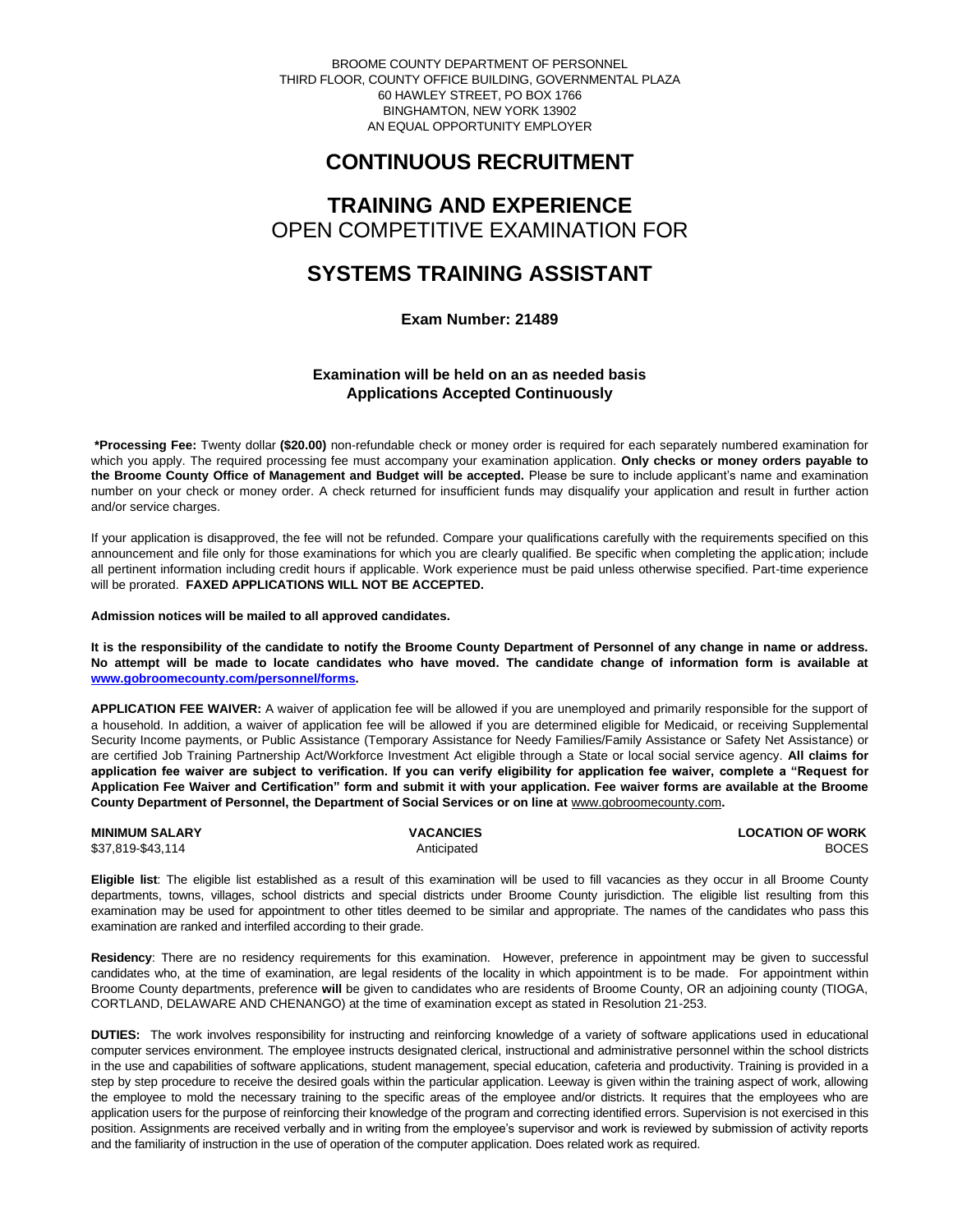BROOME COUNTY DEPARTMENT OF PERSONNEL
THIRD FLOOR, COUNTY OFFICE BUILDING, GOVERNMENTAL PLAZA
60 HAWLEY STREET, PO BOX 1766
BINGHAMTON, NEW YORK 13902
AN EQUAL OPPORTUNITY EMPLOYER

# CONTINUOUS RECRUITMENT

# TRAINING AND EXPERIENCE
## OPEN COMPETITIVE EXAMINATION FOR

# SYSTEMS TRAINING ASSISTANT

**Exam Number: 21489**

**Examination will be held on an as needed basis**
**Applications Accepted Continuously**

**\*Processing Fee:** Twenty dollar **($20.00)** non-refundable check or money order is required for each separately numbered examination for which you apply. The required processing fee must accompany your examination application. **Only checks or money orders payable to the Broome County Office of Management and Budget will be accepted.** Please be sure to include applicant's name and examination number on your check or money order. A check returned for insufficient funds may disqualify your application and result in further action and/or service charges.

If your application is disapproved, the fee will not be refunded. Compare your qualifications carefully with the requirements specified on this announcement and file only for those examinations for which you are clearly qualified. Be specific when completing the application; include all pertinent information including credit hours if applicable. Work experience must be paid unless otherwise specified. Part-time experience will be prorated. **FAXED APPLICATIONS WILL NOT BE ACCEPTED.**

**Admission notices will be mailed to all approved candidates.**

**It is the responsibility of the candidate to notify the Broome County Department of Personnel of any change in name or address. No attempt will be made to locate candidates who have moved. The candidate change of information form is available at [www.gobroomecounty.com/personnel/forms](www.gobroomecounty.com/personnel/forms).**

**APPLICATION FEE WAIVER:** A waiver of application fee will be allowed if you are unemployed and primarily responsible for the support of a household. In addition, a waiver of application fee will be allowed if you are determined eligible for Medicaid, or receiving Supplemental Security Income payments, or Public Assistance (Temporary Assistance for Needy Families/Family Assistance or Safety Net Assistance) or are certified Job Training Partnership Act/Workforce Investment Act eligible through a State or local social service agency. **All claims for application fee waiver are subject to verification. If you can verify eligibility for application fee waiver, complete a "Request for Application Fee Waiver and Certification" form and submit it with your application. Fee waiver forms are available at the Broome County Department of Personnel, the Department of Social Services or on line at** www.gobroomecounty.com**.**

| MINIMUM SALARY | VACANCIES | LOCATION OF WORK |
|---|---|---|
| $37,819-$43,114 | Anticipated | BOCES |

**Eligible list**: The eligible list established as a result of this examination will be used to fill vacancies as they occur in all Broome County departments, towns, villages, school districts and special districts under Broome County jurisdiction. The eligible list resulting from this examination may be used for appointment to other titles deemed to be similar and appropriate. The names of the candidates who pass this examination are ranked and interfiled according to their grade.

**Residency**: There are no residency requirements for this examination. However, preference in appointment may be given to successful candidates who, at the time of examination, are legal residents of the locality in which appointment is to be made. For appointment within Broome County departments, preference **will** be given to candidates who are residents of Broome County, OR an adjoining county (TIOGA, CORTLAND, DELAWARE AND CHENANGO) at the time of examination except as stated in Resolution 21-253.

**DUTIES:** The work involves responsibility for instructing and reinforcing knowledge of a variety of software applications used in educational computer services environment. The employee instructs designated clerical, instructional and administrative personnel within the school districts in the use and capabilities of software applications, student management, special education, cafeteria and productivity. Training is provided in a step by step procedure to receive the desired goals within the particular application. Leeway is given within the training aspect of work, allowing the employee to mold the necessary training to the specific areas of the employee and/or districts. It requires that the employees who are application users for the purpose of reinforcing their knowledge of the program and correcting identified errors. Supervision is not exercised in this position. Assignments are received verbally and in writing from the employee's supervisor and work is reviewed by submission of activity reports and the familiarity of instruction in the use of operation of the computer application. Does related work as required.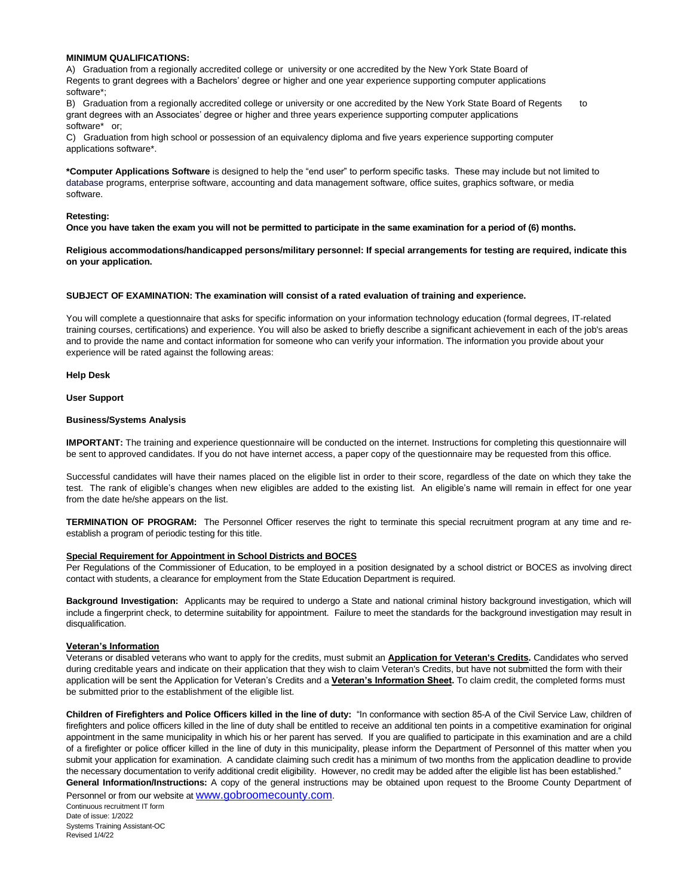**MINIMUM QUALIFICATIONS:**

A) Graduation from a regionally accredited college or university or one accredited by the New York State Board of Regents to grant degrees with a Bachelors' degree or higher and one year experience supporting computer applications software*;

B) Graduation from a regionally accredited college or university or one accredited by the New York State Board of Regents to grant degrees with an Associates' degree or higher and three years experience supporting computer applications software* or;

C) Graduation from high school or possession of an equivalency diploma and five years experience supporting computer applications software*.

**\*Computer Applications Software** is designed to help the "end user" to perform specific tasks. These may include but not limited to database programs, enterprise software, accounting and data management software, office suites, graphics software, or media software.

**Retesting:**
**Once you have taken the exam you will not be permitted to participate in the same examination for a period of (6) months.**

**Religious accommodations/handicapped persons/military personnel: If special arrangements for testing are required, indicate this on your application.**

**SUBJECT OF EXAMINATION: The examination will consist of a rated evaluation of training and experience.**

You will complete a questionnaire that asks for specific information on your information technology education (formal degrees, IT-related training courses, certifications) and experience. You will also be asked to briefly describe a significant achievement in each of the job's areas and to provide the name and contact information for someone who can verify your information. The information you provide about your experience will be rated against the following areas:

**Help Desk**

**User Support**

**Business/Systems Analysis**

**IMPORTANT:** The training and experience questionnaire will be conducted on the internet. Instructions for completing this questionnaire will be sent to approved candidates. If you do not have internet access, a paper copy of the questionnaire may be requested from this office.

Successful candidates will have their names placed on the eligible list in order to their score, regardless of the date on which they take the test. The rank of eligible's changes when new eligibles are added to the existing list. An eligible's name will remain in effect for one year from the date he/she appears on the list.

**TERMINATION OF PROGRAM:** The Personnel Officer reserves the right to terminate this special recruitment program at any time and re-establish a program of periodic testing for this title.

**Special Requirement for Appointment in School Districts and BOCES**

Per Regulations of the Commissioner of Education, to be employed in a position designated by a school district or BOCES as involving direct contact with students, a clearance for employment from the State Education Department is required.

**Background Investigation:** Applicants may be required to undergo a State and national criminal history background investigation, which will include a fingerprint check, to determine suitability for appointment. Failure to meet the standards for the background investigation may result in disqualification.

**Veteran's Information**

Veterans or disabled veterans who want to apply for the credits, must submit an **Application for Veteran's Credits.** Candidates who served during creditable years and indicate on their application that they wish to claim Veteran's Credits, but have not submitted the form with their application will be sent the Application for Veteran's Credits and a **Veteran's Information Sheet.** To claim credit, the completed forms must be submitted prior to the establishment of the eligible list.

**Children of Firefighters and Police Officers killed in the line of duty:** "In conformance with section 85-A of the Civil Service Law, children of firefighters and police officers killed in the line of duty shall be entitled to receive an additional ten points in a competitive examination for original appointment in the same municipality in which his or her parent has served. If you are qualified to participate in this examination and are a child of a firefighter or police officer killed in the line of duty in this municipality, please inform the Department of Personnel of this matter when you submit your application for examination. A candidate claiming such credit has a minimum of two months from the application deadline to provide the necessary documentation to verify additional credit eligibility. However, no credit may be added after the eligible list has been established."

**General Information/Instructions:** A copy of the general instructions may be obtained upon request to the Broome County Department of Personnel or from our website at www.gobroomecounty.com.

Continuous recruitment IT form
Date of issue: 1/2022
Systems Training Assistant-OC
Revised 1/4/22